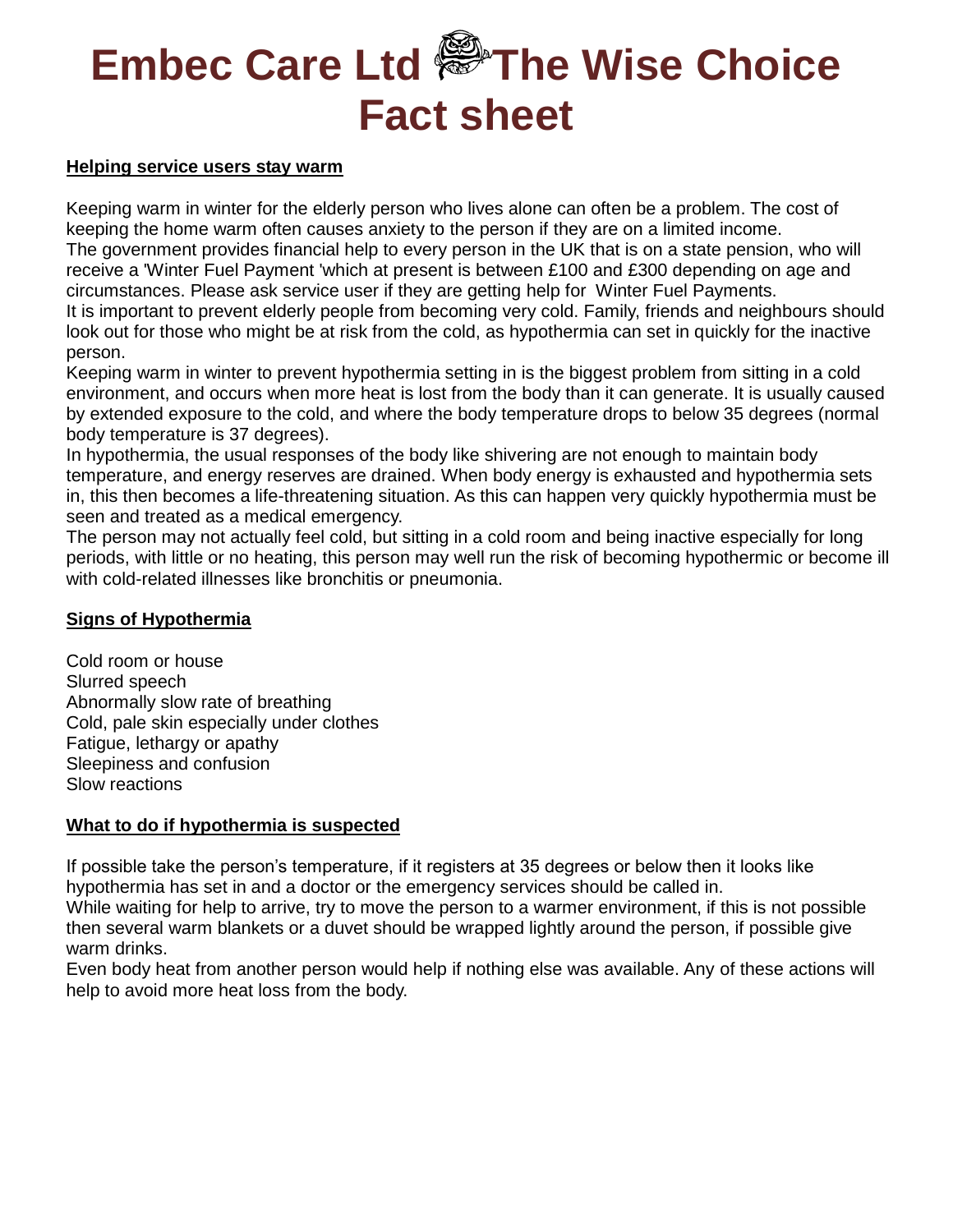# Embec Care Ltd The Wise Choice Fact sheet

**Helping service users stay warm**

Keeping warm in winter for the elderly person who lives alone can often be a problem. The cost of keeping the home warm often causes anxiety to the person if they are on a limited income.
The government provides financial help to every person in the UK that is on a state pension, who will receive a 'Winter Fuel Payment 'which at present is between £100 and £300 depending on age and circumstances. Please ask service user if they are getting help for Winter Fuel Payments.
It is important to prevent elderly people from becoming very cold. Family, friends and neighbours should look out for those who might be at risk from the cold, as hypothermia can set in quickly for the inactive person.
Keeping warm in winter to prevent hypothermia setting in is the biggest problem from sitting in a cold environment, and occurs when more heat is lost from the body than it can generate. It is usually caused by extended exposure to the cold, and where the body temperature drops to below 35 degrees (normal body temperature is 37 degrees).
In hypothermia, the usual responses of the body like shivering are not enough to maintain body temperature, and energy reserves are drained. When body energy is exhausted and hypothermia sets in, this then becomes a life-threatening situation. As this can happen very quickly hypothermia must be seen and treated as a medical emergency.
The person may not actually feel cold, but sitting in a cold room and being inactive especially for long periods, with little or no heating, this person may well run the risk of becoming hypothermic or become ill with cold-related illnesses like bronchitis or pneumonia.

**Signs of Hypothermia**

Cold room or house
Slurred speech
Abnormally slow rate of breathing
Cold, pale skin especially under clothes
Fatigue, lethargy or apathy
Sleepiness and confusion
Slow reactions

**What to do if hypothermia is suspected**

If possible take the person's temperature, if it registers at 35 degrees or below then it looks like hypothermia has set in and a doctor or the emergency services should be called in.
While waiting for help to arrive, try to move the person to a warmer environment, if this is not possible then several warm blankets or a duvet should be wrapped lightly around the person, if possible give warm drinks.
Even body heat from another person would help if nothing else was available. Any of these actions will help to avoid more heat loss from the body.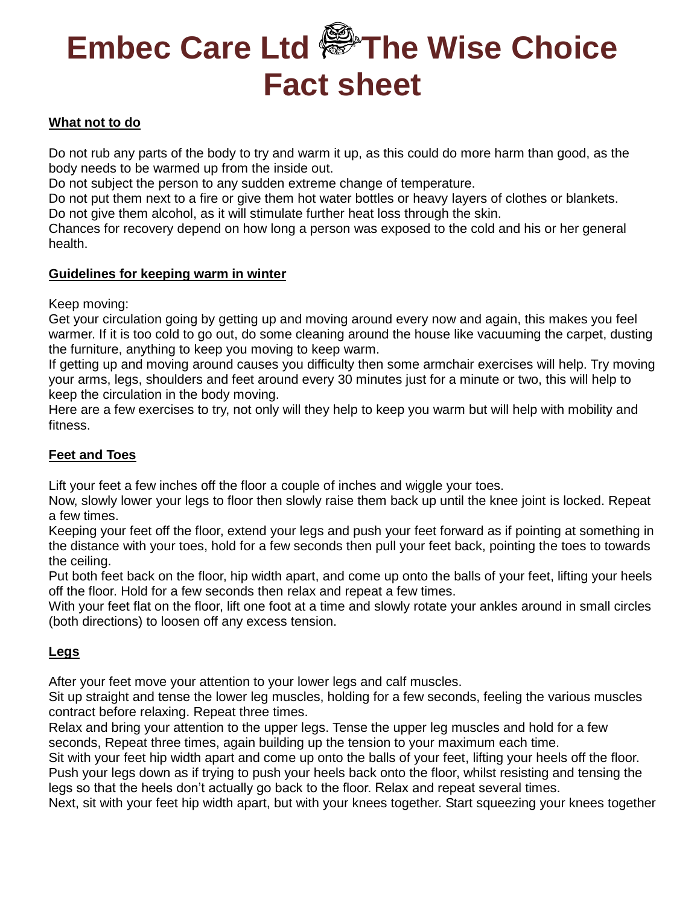# Embec Care Ltd The Wise Choice Fact sheet

**What not to do**

Do not rub any parts of the body to try and warm it up, as this could do more harm than good, as the body needs to be warmed up from the inside out.
Do not subject the person to any sudden extreme change of temperature.
Do not put them next to a fire or give them hot water bottles or heavy layers of clothes or blankets.
Do not give them alcohol, as it will stimulate further heat loss through the skin.
Chances for recovery depend on how long a person was exposed to the cold and his or her general health.

**Guidelines for keeping warm in winter**

Keep moving:
Get your circulation going by getting up and moving around every now and again, this makes you feel warmer. If it is too cold to go out, do some cleaning around the house like vacuuming the carpet, dusting the furniture, anything to keep you moving to keep warm.
If getting up and moving around causes you difficulty then some armchair exercises will help. Try moving your arms, legs, shoulders and feet around every 30 minutes just for a minute or two, this will help to keep the circulation in the body moving.
Here are a few exercises to try, not only will they help to keep you warm but will help with mobility and fitness.

**Feet and Toes**

Lift your feet a few inches off the floor a couple of inches and wiggle your toes.
Now, slowly lower your legs to floor then slowly raise them back up until the knee joint is locked. Repeat a few times.
Keeping your feet off the floor, extend your legs and push your feet forward as if pointing at something in the distance with your toes, hold for a few seconds then pull your feet back, pointing the toes to towards the ceiling.
Put both feet back on the floor, hip width apart, and come up onto the balls of your feet, lifting your heels off the floor. Hold for a few seconds then relax and repeat a few times.
With your feet flat on the floor, lift one foot at a time and slowly rotate your ankles around in small circles (both directions) to loosen off any excess tension.

**Legs**

After your feet move your attention to your lower legs and calf muscles.
Sit up straight and tense the lower leg muscles, holding for a few seconds, feeling the various muscles contract before relaxing. Repeat three times.
Relax and bring your attention to the upper legs. Tense the upper leg muscles and hold for a few seconds, Repeat three times, again building up the tension to your maximum each time.
Sit with your feet hip width apart and come up onto the balls of your feet, lifting your heels off the floor. Push your legs down as if trying to push your heels back onto the floor, whilst resisting and tensing the legs so that the heels don't actually go back to the floor. Relax and repeat several times.
Next, sit with your feet hip width apart, but with your knees together. Start squeezing your knees together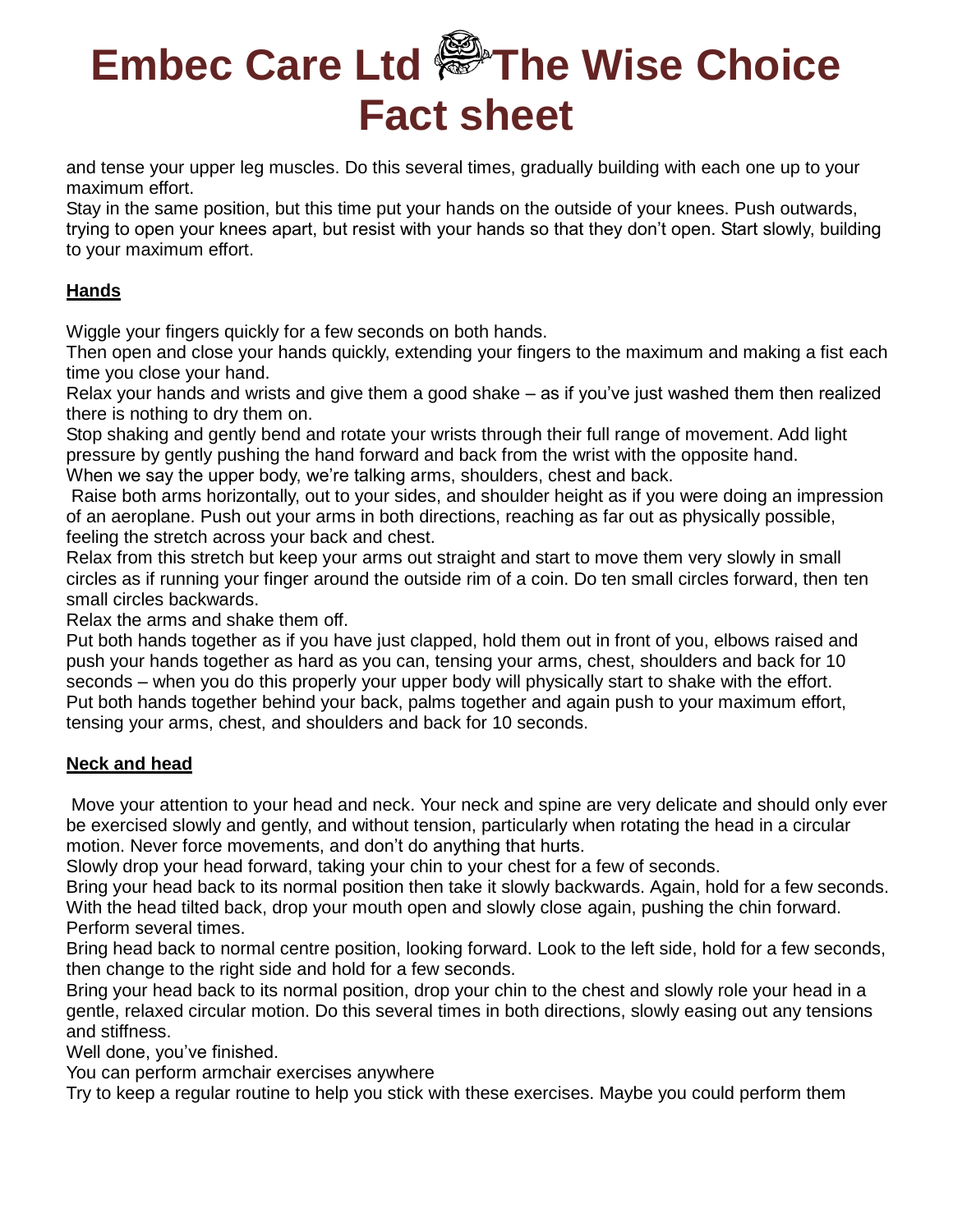and tense your upper leg muscles. Do this several times, gradually building with each one up to your maximum effort.
Stay in the same position, but this time put your hands on the outside of your knees. Push outwards, trying to open your knees apart, but resist with your hands so that they don't open. Start slowly, building to your maximum effort.

**Hands**

Wiggle your fingers quickly for a few seconds on both hands.
Then open and close your hands quickly, extending your fingers to the maximum and making a fist each time you close your hand.
Relax your hands and wrists and give them a good shake – as if you've just washed them then realized there is nothing to dry them on.
Stop shaking and gently bend and rotate your wrists through their full range of movement. Add light pressure by gently pushing the hand forward and back from the wrist with the opposite hand.
When we say the upper body, we're talking arms, shoulders, chest and back.
Raise both arms horizontally, out to your sides, and shoulder height as if you were doing an impression of an aeroplane. Push out your arms in both directions, reaching as far out as physically possible, feeling the stretch across your back and chest.
Relax from this stretch but keep your arms out straight and start to move them very slowly in small circles as if running your finger around the outside rim of a coin. Do ten small circles forward, then ten small circles backwards.
Relax the arms and shake them off.
Put both hands together as if you have just clapped, hold them out in front of you, elbows raised and push your hands together as hard as you can, tensing your arms, chest, shoulders and back for 10 seconds – when you do this properly your upper body will physically start to shake with the effort.
Put both hands together behind your back, palms together and again push to your maximum effort, tensing your arms, chest, and shoulders and back for 10 seconds.

**Neck and head**

Move your attention to your head and neck. Your neck and spine are very delicate and should only ever be exercised slowly and gently, and without tension, particularly when rotating the head in a circular motion. Never force movements, and don't do anything that hurts.
Slowly drop your head forward, taking your chin to your chest for a few of seconds.
Bring your head back to its normal position then take it slowly backwards. Again, hold for a few seconds.
With the head tilted back, drop your mouth open and slowly close again, pushing the chin forward.
Perform several times.
Bring head back to normal centre position, looking forward. Look to the left side, hold for a few seconds, then change to the right side and hold for a few seconds.
Bring your head back to its normal position, drop your chin to the chest and slowly role your head in a gentle, relaxed circular motion. Do this several times in both directions, slowly easing out any tensions and stiffness.
Well done, you've finished.
You can perform armchair exercises anywhere
Try to keep a regular routine to help you stick with these exercises. Maybe you could perform them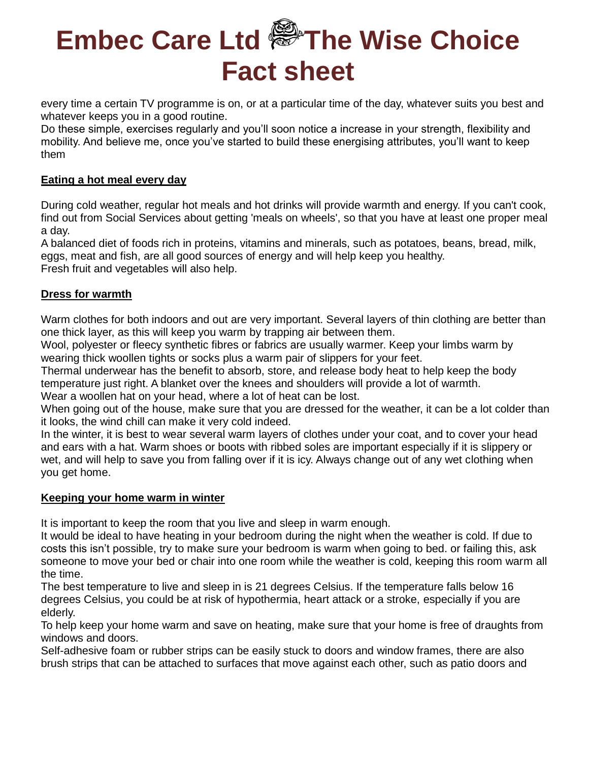every time a certain TV programme is on, or at a particular time of the day, whatever suits you best and whatever keeps you in a good routine.

Do these simple, exercises regularly and you'll soon notice a increase in your strength, flexibility and mobility. And believe me, once you've started to build these energising attributes, you'll want to keep them

**Eating a hot meal every day**

During cold weather, regular hot meals and hot drinks will provide warmth and energy. If you can't cook, find out from Social Services about getting 'meals on wheels', so that you have at least one proper meal a day.

A balanced diet of foods rich in proteins, vitamins and minerals, such as potatoes, beans, bread, milk, eggs, meat and fish, are all good sources of energy and will help keep you healthy.

Fresh fruit and vegetables will also help.

**Dress for warmth**

Warm clothes for both indoors and out are very important. Several layers of thin clothing are better than one thick layer, as this will keep you warm by trapping air between them.

Wool, polyester or fleecy synthetic fibres or fabrics are usually warmer. Keep your limbs warm by wearing thick woollen tights or socks plus a warm pair of slippers for your feet.

Thermal underwear has the benefit to absorb, store, and release body heat to help keep the body temperature just right. A blanket over the knees and shoulders will provide a lot of warmth.

Wear a woollen hat on your head, where a lot of heat can be lost.

When going out of the house, make sure that you are dressed for the weather, it can be a lot colder than it looks, the wind chill can make it very cold indeed.

In the winter, it is best to wear several warm layers of clothes under your coat, and to cover your head and ears with a hat. Warm shoes or boots with ribbed soles are important especially if it is slippery or wet, and will help to save you from falling over if it is icy. Always change out of any wet clothing when you get home.

**Keeping your home warm in winter**

It is important to keep the room that you live and sleep in warm enough.

It would be ideal to have heating in your bedroom during the night when the weather is cold. If due to costs this isn't possible, try to make sure your bedroom is warm when going to bed. or failing this, ask someone to move your bed or chair into one room while the weather is cold, keeping this room warm all the time.

The best temperature to live and sleep in is 21 degrees Celsius. If the temperature falls below 16 degrees Celsius, you could be at risk of hypothermia, heart attack or a stroke, especially if you are elderly.

To help keep your home warm and save on heating, make sure that your home is free of draughts from windows and doors.

Self-adhesive foam or rubber strips can be easily stuck to doors and window frames, there are also brush strips that can be attached to surfaces that move against each other, such as patio doors and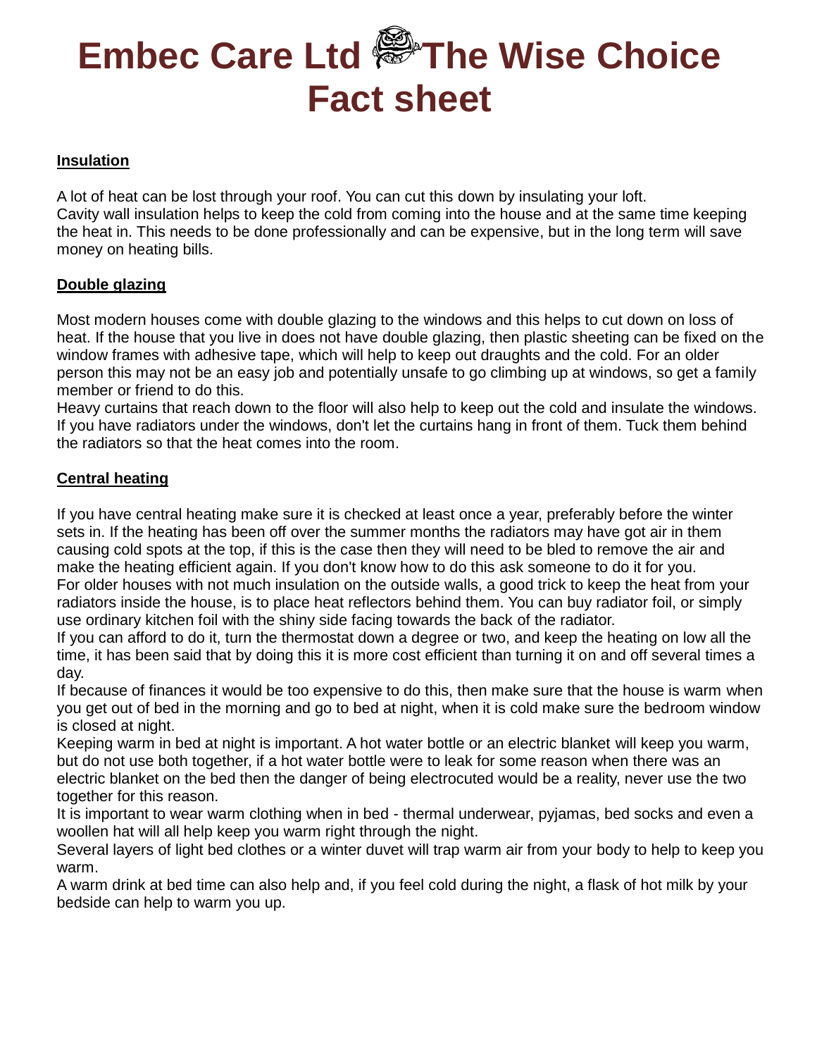# Embec Care Ltd The Wise Choice Fact sheet

**Insulation**

A lot of heat can be lost through your roof. You can cut this down by insulating your loft.
Cavity wall insulation helps to keep the cold from coming into the house and at the same time keeping the heat in. This needs to be done professionally and can be expensive, but in the long term will save money on heating bills.

**Double glazing**

Most modern houses come with double glazing to the windows and this helps to cut down on loss of heat. If the house that you live in does not have double glazing, then plastic sheeting can be fixed on the window frames with adhesive tape, which will help to keep out draughts and the cold. For an older person this may not be an easy job and potentially unsafe to go climbing up at windows, so get a family member or friend to do this.
Heavy curtains that reach down to the floor will also help to keep out the cold and insulate the windows. If you have radiators under the windows, don't let the curtains hang in front of them. Tuck them behind the radiators so that the heat comes into the room.

**Central heating**

If you have central heating make sure it is checked at least once a year, preferably before the winter sets in. If the heating has been off over the summer months the radiators may have got air in them causing cold spots at the top, if this is the case then they will need to be bled to remove the air and make the heating efficient again. If you don't know how to do this ask someone to do it for you.
For older houses with not much insulation on the outside walls, a good trick to keep the heat from your radiators inside the house, is to place heat reflectors behind them. You can buy radiator foil, or simply use ordinary kitchen foil with the shiny side facing towards the back of the radiator.
If you can afford to do it, turn the thermostat down a degree or two, and keep the heating on low all the time, it has been said that by doing this it is more cost efficient than turning it on and off several times a day.
If because of finances it would be too expensive to do this, then make sure that the house is warm when you get out of bed in the morning and go to bed at night, when it is cold make sure the bedroom window is closed at night.
Keeping warm in bed at night is important. A hot water bottle or an electric blanket will keep you warm, but do not use both together, if a hot water bottle were to leak for some reason when there was an electric blanket on the bed then the danger of being electrocuted would be a reality, never use the two together for this reason.
It is important to wear warm clothing when in bed - thermal underwear, pyjamas, bed socks and even a woollen hat will all help keep you warm right through the night.
Several layers of light bed clothes or a winter duvet will trap warm air from your body to help to keep you warm.
A warm drink at bed time can also help and, if you feel cold during the night, a flask of hot milk by your bedside can help to warm you up.